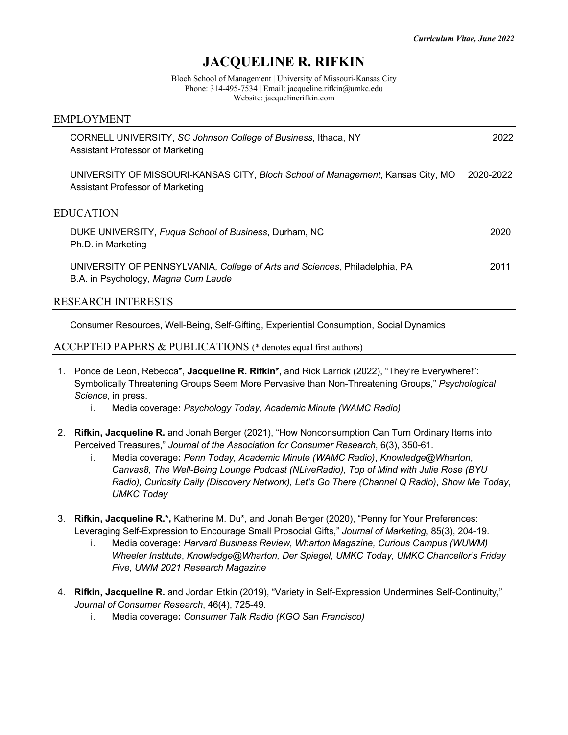*Curriculum Vitae, June 2022*

# JACQUELINE R. RIFKIN

Bloch School of Management | University of Missouri-Kansas City
Phone: 314-495-7534 | Email: jacqueline.rifkin@umkc.edu
Website: jacquelinerifkin.com

## EMPLOYMENT

CORNELL UNIVERSITY, *SC Johnson College of Business*, Ithaca, NY — 2022
Assistant Professor of Marketing

UNIVERSITY OF MISSOURI-KANSAS CITY, *Bloch School of Management*, Kansas City, MO — 2020-2022
Assistant Professor of Marketing

## EDUCATION

DUKE UNIVERSITY**,** *Fuqua School of Business*, Durham, NC — 2020
Ph.D. in Marketing

UNIVERSITY OF PENNSYLVANIA, *College of Arts and Sciences*, Philadelphia, PA — 2011
B.A. in Psychology, *Magna Cum Laude*

## RESEARCH INTERESTS

Consumer Resources, Well-Being, Self-Gifting, Experiential Consumption, Social Dynamics

## ACCEPTED PAPERS & PUBLICATIONS (* denotes equal first authors)

1. Ponce de Leon, Rebecca*, **Jacqueline R. Rifkin*,** and Rick Larrick (2022), "They're Everywhere!": Symbolically Threatening Groups Seem More Pervasive than Non-Threatening Groups," *Psychological Science,* in press.
   i. Media coverage**:** *Psychology Today, Academic Minute (WAMC Radio)*

2. **Rifkin, Jacqueline R.** and Jonah Berger (2021), "How Nonconsumption Can Turn Ordinary Items into Perceived Treasures," *Journal of the Association for Consumer Research*, 6(3), 350-61.
   i. Media coverage**:** *Penn Today, Academic Minute (WAMC Radio)*, *Knowledge@Wharton*, *Canvas8*, *The Well-Being Lounge Podcast (NLiveRadio), Top of Mind with Julie Rose (BYU Radio), Curiosity Daily (Discovery Network), Let's Go There (Channel Q Radio)*, *Show Me Today*, *UMKC Today*

3. **Rifkin, Jacqueline R.*,** Katherine M. Du*, and Jonah Berger (2020), "Penny for Your Preferences: Leveraging Self-Expression to Encourage Small Prosocial Gifts," *Journal of Marketing*, 85(3), 204-19.
   i. Media coverage**:** *Harvard Business Review, Wharton Magazine, Curious Campus (WUWM) Wheeler Institute*, *Knowledge@Wharton, Der Spiegel, UMKC Today, UMKC Chancellor's Friday Five, UWM 2021 Research Magazine*

4. **Rifkin, Jacqueline R.** and Jordan Etkin (2019), "Variety in Self-Expression Undermines Self-Continuity," *Journal of Consumer Research*, 46(4), 725-49.
   i. Media coverage**:** *Consumer Talk Radio (KGO San Francisco)*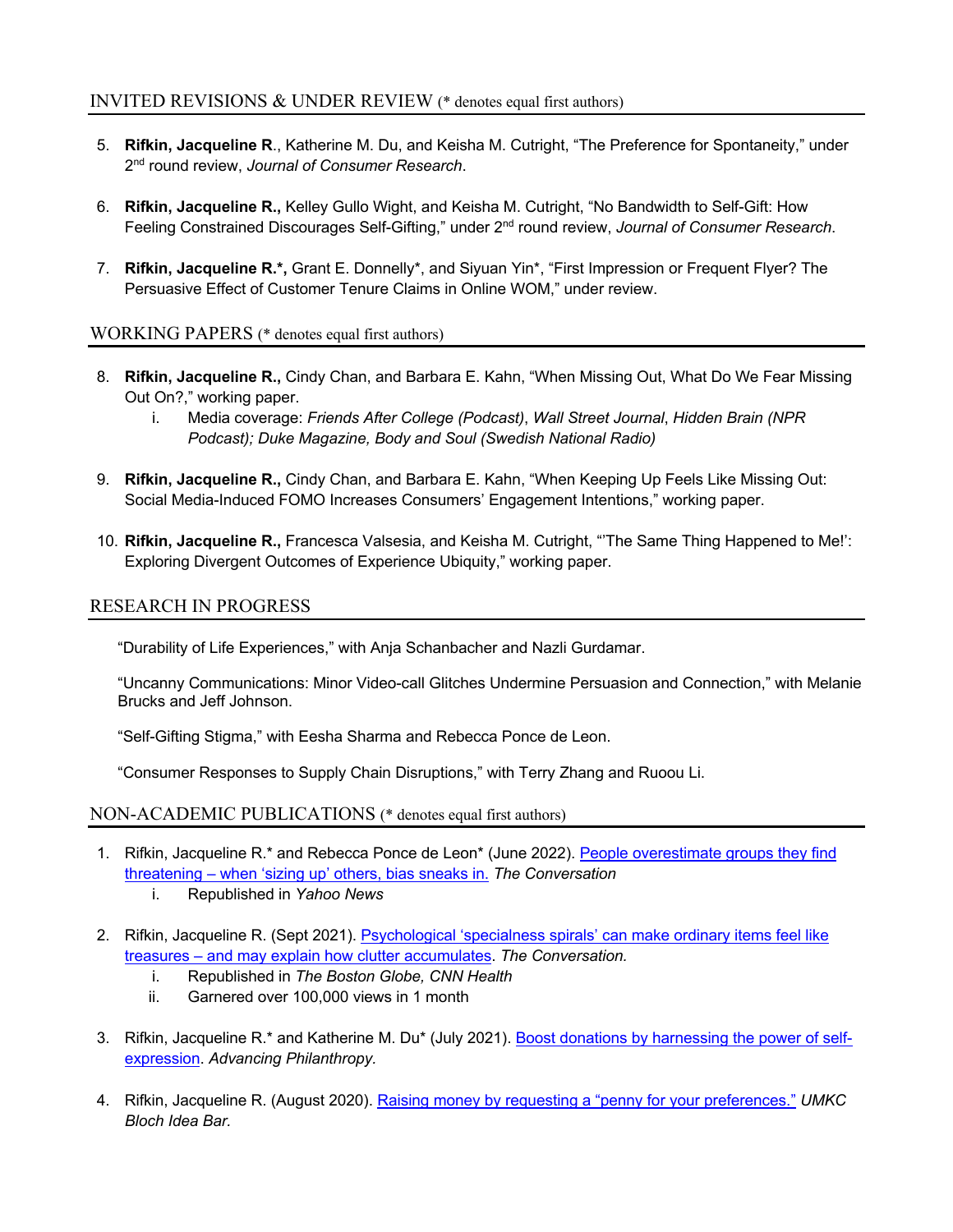## INVITED REVISIONS & UNDER REVIEW (* denotes equal first authors)

5. **Rifkin, Jacqueline R**., Katherine M. Du, and Keisha M. Cutright, "The Preference for Spontaneity," under 2nd round review, *Journal of Consumer Research*.

6. **Rifkin, Jacqueline R.,** Kelley Gullo Wight, and Keisha M. Cutright, "No Bandwidth to Self-Gift: How Feeling Constrained Discourages Self-Gifting," under 2nd round review, *Journal of Consumer Research*.

7. **Rifkin, Jacqueline R.*,** Grant E. Donnelly*, and Siyuan Yin*, "First Impression or Frequent Flyer? The Persuasive Effect of Customer Tenure Claims in Online WOM," under review.

## WORKING PAPERS (* denotes equal first authors)

8. **Rifkin, Jacqueline R.,** Cindy Chan, and Barbara E. Kahn, "When Missing Out, What Do We Fear Missing Out On?," working paper.
    i. Media coverage: *Friends After College (Podcast)*, *Wall Street Journal*, *Hidden Brain (NPR Podcast); Duke Magazine, Body and Soul (Swedish National Radio)*

9. **Rifkin, Jacqueline R.,** Cindy Chan, and Barbara E. Kahn, "When Keeping Up Feels Like Missing Out: Social Media-Induced FOMO Increases Consumers' Engagement Intentions," working paper.

10. **Rifkin, Jacqueline R.,** Francesca Valsesia, and Keisha M. Cutright, "'The Same Thing Happened to Me!': Exploring Divergent Outcomes of Experience Ubiquity," working paper.

## RESEARCH IN PROGRESS

"Durability of Life Experiences," with Anja Schanbacher and Nazli Gurdamar.

"Uncanny Communications: Minor Video-call Glitches Undermine Persuasion and Connection," with Melanie Brucks and Jeff Johnson.

"Self-Gifting Stigma," with Eesha Sharma and Rebecca Ponce de Leon.

"Consumer Responses to Supply Chain Disruptions," with Terry Zhang and Ruoou Li.

## NON-ACADEMIC PUBLICATIONS (* denotes equal first authors)

1. Rifkin, Jacqueline R.* and Rebecca Ponce de Leon* (June 2022). People overestimate groups they find threatening – when 'sizing up' others, bias sneaks in. *The Conversation*
    i. Republished in *Yahoo News*

2. Rifkin, Jacqueline R. (Sept 2021). Psychological 'specialness spirals' can make ordinary items feel like treasures – and may explain how clutter accumulates. *The Conversation.*
    i. Republished in *The Boston Globe, CNN Health*
    ii. Garnered over 100,000 views in 1 month

3. Rifkin, Jacqueline R.* and Katherine M. Du* (July 2021). Boost donations by harnessing the power of self-expression. *Advancing Philanthropy.*

4. Rifkin, Jacqueline R. (August 2020). Raising money by requesting a "penny for your preferences." *UMKC Bloch Idea Bar.*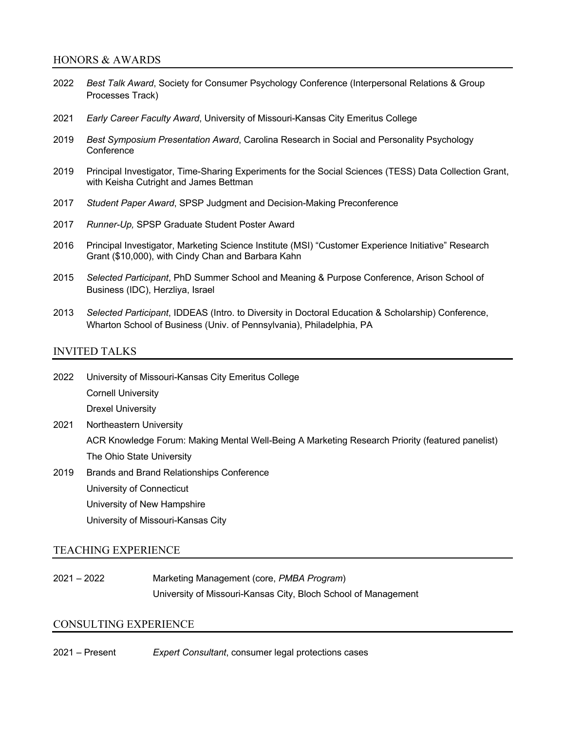## HONORS & AWARDS

2022 *Best Talk Award*, Society for Consumer Psychology Conference (Interpersonal Relations & Group Processes Track)

2021 *Early Career Faculty Award*, University of Missouri-Kansas City Emeritus College

2019 *Best Symposium Presentation Award*, Carolina Research in Social and Personality Psychology Conference

2019 Principal Investigator, Time-Sharing Experiments for the Social Sciences (TESS) Data Collection Grant, with Keisha Cutright and James Bettman

2017 *Student Paper Award*, SPSP Judgment and Decision-Making Preconference

2017 *Runner-Up,* SPSP Graduate Student Poster Award

2016 Principal Investigator, Marketing Science Institute (MSI) "Customer Experience Initiative" Research Grant ($10,000), with Cindy Chan and Barbara Kahn

2015 *Selected Participant*, PhD Summer School and Meaning & Purpose Conference, Arison School of Business (IDC), Herzliya, Israel

2013 *Selected Participant*, IDDEAS (Intro. to Diversity in Doctoral Education & Scholarship) Conference, Wharton School of Business (Univ. of Pennsylvania), Philadelphia, PA

## INVITED TALKS

2022 University of Missouri-Kansas City Emeritus College
Cornell University
Drexel University

2021 Northeastern University
ACR Knowledge Forum: Making Mental Well-Being A Marketing Research Priority (featured panelist)
The Ohio State University

2019 Brands and Brand Relationships Conference
University of Connecticut
University of New Hampshire
University of Missouri-Kansas City

## TEACHING EXPERIENCE

2021 – 2022 Marketing Management (core, *PMBA Program*)
University of Missouri-Kansas City, Bloch School of Management

## CONSULTING EXPERIENCE

2021 – Present *Expert Consultant*, consumer legal protections cases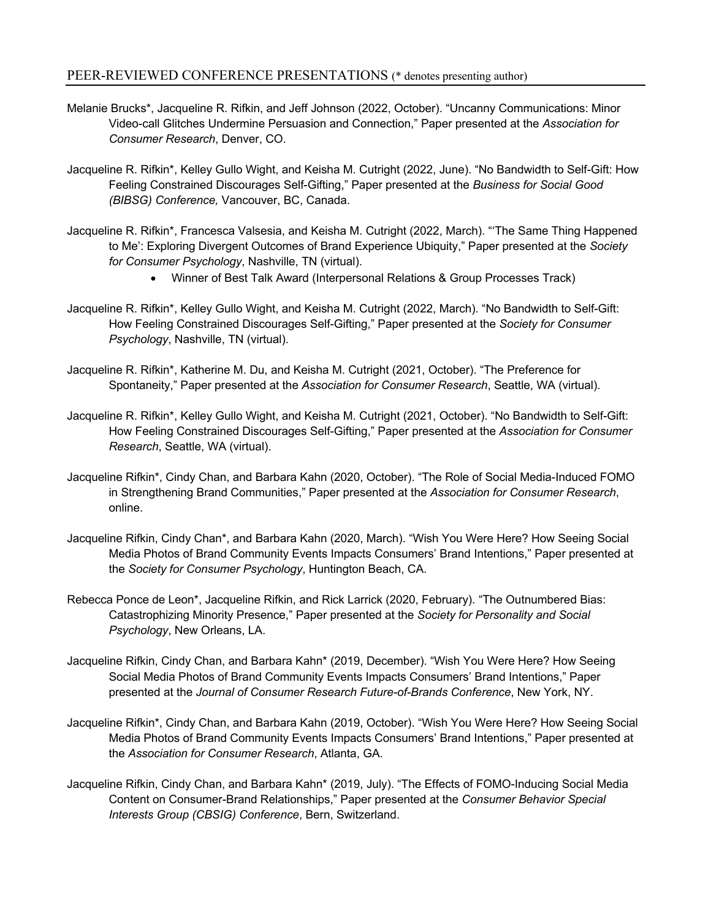## PEER-REVIEWED CONFERENCE PRESENTATIONS (* denotes presenting author)

Melanie Brucks*, Jacqueline R. Rifkin, and Jeff Johnson (2022, October). "Uncanny Communications: Minor Video-call Glitches Undermine Persuasion and Connection," Paper presented at the *Association for Consumer Research*, Denver, CO.

Jacqueline R. Rifkin*, Kelley Gullo Wight, and Keisha M. Cutright (2022, June). "No Bandwidth to Self-Gift: How Feeling Constrained Discourages Self-Gifting," Paper presented at the *Business for Social Good (BIBSG) Conference,* Vancouver, BC, Canada.

Jacqueline R. Rifkin*, Francesca Valsesia, and Keisha M. Cutright (2022, March). "'The Same Thing Happened to Me': Exploring Divergent Outcomes of Brand Experience Ubiquity," Paper presented at the *Society for Consumer Psychology*, Nashville, TN (virtual).

- Winner of Best Talk Award (Interpersonal Relations & Group Processes Track)

Jacqueline R. Rifkin*, Kelley Gullo Wight, and Keisha M. Cutright (2022, March). "No Bandwidth to Self-Gift: How Feeling Constrained Discourages Self-Gifting," Paper presented at the *Society for Consumer Psychology*, Nashville, TN (virtual).

Jacqueline R. Rifkin*, Katherine M. Du, and Keisha M. Cutright (2021, October). "The Preference for Spontaneity," Paper presented at the *Association for Consumer Research*, Seattle, WA (virtual).

Jacqueline R. Rifkin*, Kelley Gullo Wight, and Keisha M. Cutright (2021, October). "No Bandwidth to Self-Gift: How Feeling Constrained Discourages Self-Gifting," Paper presented at the *Association for Consumer Research*, Seattle, WA (virtual).

Jacqueline Rifkin*, Cindy Chan, and Barbara Kahn (2020, October). "The Role of Social Media-Induced FOMO in Strengthening Brand Communities," Paper presented at the *Association for Consumer Research*, online.

Jacqueline Rifkin, Cindy Chan*, and Barbara Kahn (2020, March). "Wish You Were Here? How Seeing Social Media Photos of Brand Community Events Impacts Consumers' Brand Intentions," Paper presented at the *Society for Consumer Psychology*, Huntington Beach, CA.

Rebecca Ponce de Leon*, Jacqueline Rifkin, and Rick Larrick (2020, February). "The Outnumbered Bias: Catastrophizing Minority Presence," Paper presented at the *Society for Personality and Social Psychology*, New Orleans, LA.

Jacqueline Rifkin, Cindy Chan, and Barbara Kahn* (2019, December). "Wish You Were Here? How Seeing Social Media Photos of Brand Community Events Impacts Consumers' Brand Intentions," Paper presented at the *Journal of Consumer Research Future-of-Brands Conference*, New York, NY.

Jacqueline Rifkin*, Cindy Chan, and Barbara Kahn (2019, October). "Wish You Were Here? How Seeing Social Media Photos of Brand Community Events Impacts Consumers' Brand Intentions," Paper presented at the *Association for Consumer Research*, Atlanta, GA.

Jacqueline Rifkin, Cindy Chan, and Barbara Kahn* (2019, July). "The Effects of FOMO-Inducing Social Media Content on Consumer-Brand Relationships," Paper presented at the *Consumer Behavior Special Interests Group (CBSIG) Conference*, Bern, Switzerland.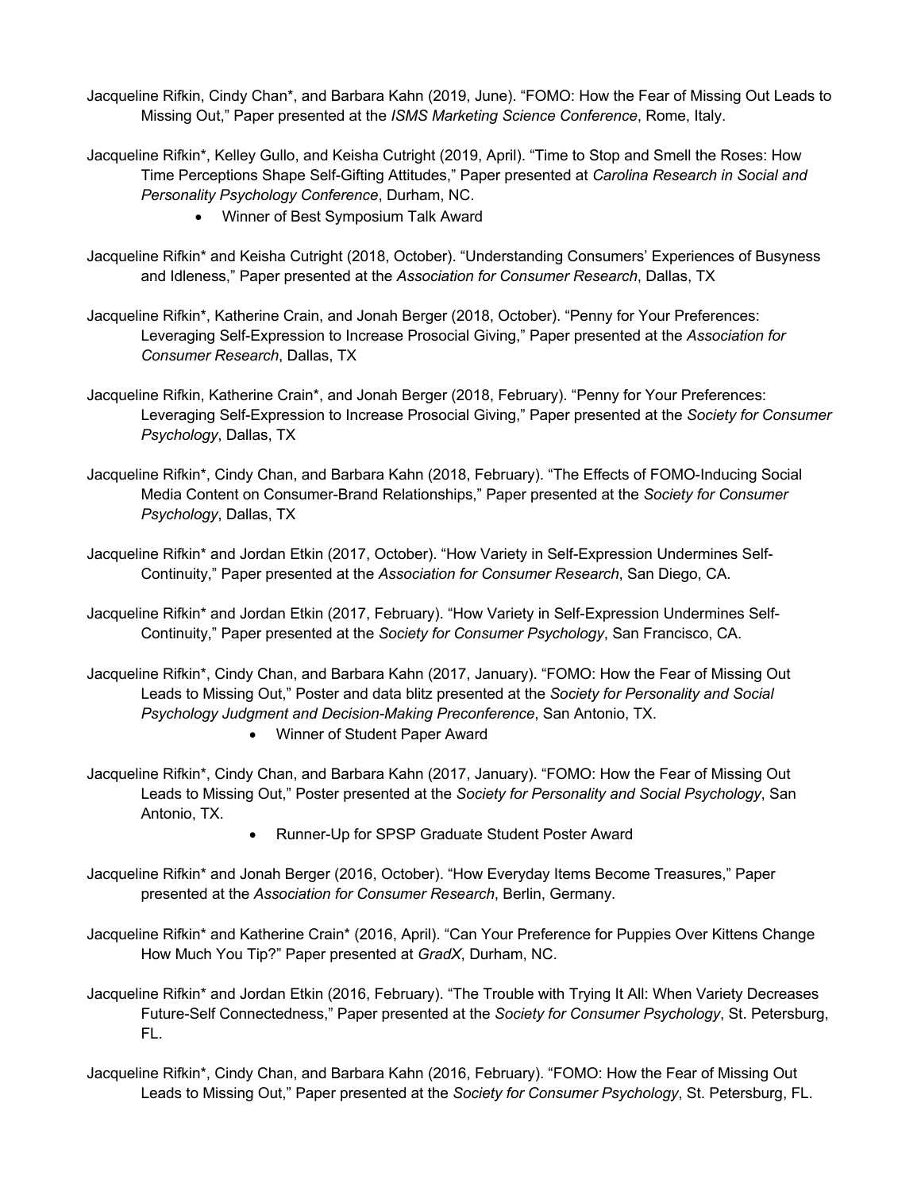Jacqueline Rifkin, Cindy Chan*, and Barbara Kahn (2019, June). "FOMO: How the Fear of Missing Out Leads to Missing Out," Paper presented at the *ISMS Marketing Science Conference*, Rome, Italy.

Jacqueline Rifkin*, Kelley Gullo, and Keisha Cutright (2019, April). "Time to Stop and Smell the Roses: How Time Perceptions Shape Self-Gifting Attitudes," Paper presented at *Carolina Research in Social and Personality Psychology Conference*, Durham, NC.

- Winner of Best Symposium Talk Award

Jacqueline Rifkin* and Keisha Cutright (2018, October). "Understanding Consumers' Experiences of Busyness and Idleness," Paper presented at the *Association for Consumer Research*, Dallas, TX

Jacqueline Rifkin*, Katherine Crain, and Jonah Berger (2018, October). "Penny for Your Preferences: Leveraging Self-Expression to Increase Prosocial Giving," Paper presented at the *Association for Consumer Research*, Dallas, TX

Jacqueline Rifkin, Katherine Crain*, and Jonah Berger (2018, February). "Penny for Your Preferences: Leveraging Self-Expression to Increase Prosocial Giving," Paper presented at the *Society for Consumer Psychology*, Dallas, TX

Jacqueline Rifkin*, Cindy Chan, and Barbara Kahn (2018, February). "The Effects of FOMO-Inducing Social Media Content on Consumer-Brand Relationships," Paper presented at the *Society for Consumer Psychology*, Dallas, TX

Jacqueline Rifkin* and Jordan Etkin (2017, October). "How Variety in Self-Expression Undermines Self-Continuity," Paper presented at the *Association for Consumer Research*, San Diego, CA.

Jacqueline Rifkin* and Jordan Etkin (2017, February). "How Variety in Self-Expression Undermines Self-Continuity," Paper presented at the *Society for Consumer Psychology*, San Francisco, CA.

Jacqueline Rifkin*, Cindy Chan, and Barbara Kahn (2017, January). "FOMO: How the Fear of Missing Out Leads to Missing Out," Poster and data blitz presented at the *Society for Personality and Social Psychology Judgment and Decision-Making Preconference*, San Antonio, TX.

- Winner of Student Paper Award

Jacqueline Rifkin*, Cindy Chan, and Barbara Kahn (2017, January). "FOMO: How the Fear of Missing Out Leads to Missing Out," Poster presented at the *Society for Personality and Social Psychology*, San Antonio, TX.

- Runner-Up for SPSP Graduate Student Poster Award

Jacqueline Rifkin* and Jonah Berger (2016, October). "How Everyday Items Become Treasures," Paper presented at the *Association for Consumer Research*, Berlin, Germany.

Jacqueline Rifkin* and Katherine Crain* (2016, April). "Can Your Preference for Puppies Over Kittens Change How Much You Tip?" Paper presented at *GradX*, Durham, NC.

Jacqueline Rifkin* and Jordan Etkin (2016, February). "The Trouble with Trying It All: When Variety Decreases Future-Self Connectedness," Paper presented at the *Society for Consumer Psychology*, St. Petersburg, FL.

Jacqueline Rifkin*, Cindy Chan, and Barbara Kahn (2016, February). "FOMO: How the Fear of Missing Out Leads to Missing Out," Paper presented at the *Society for Consumer Psychology*, St. Petersburg, FL.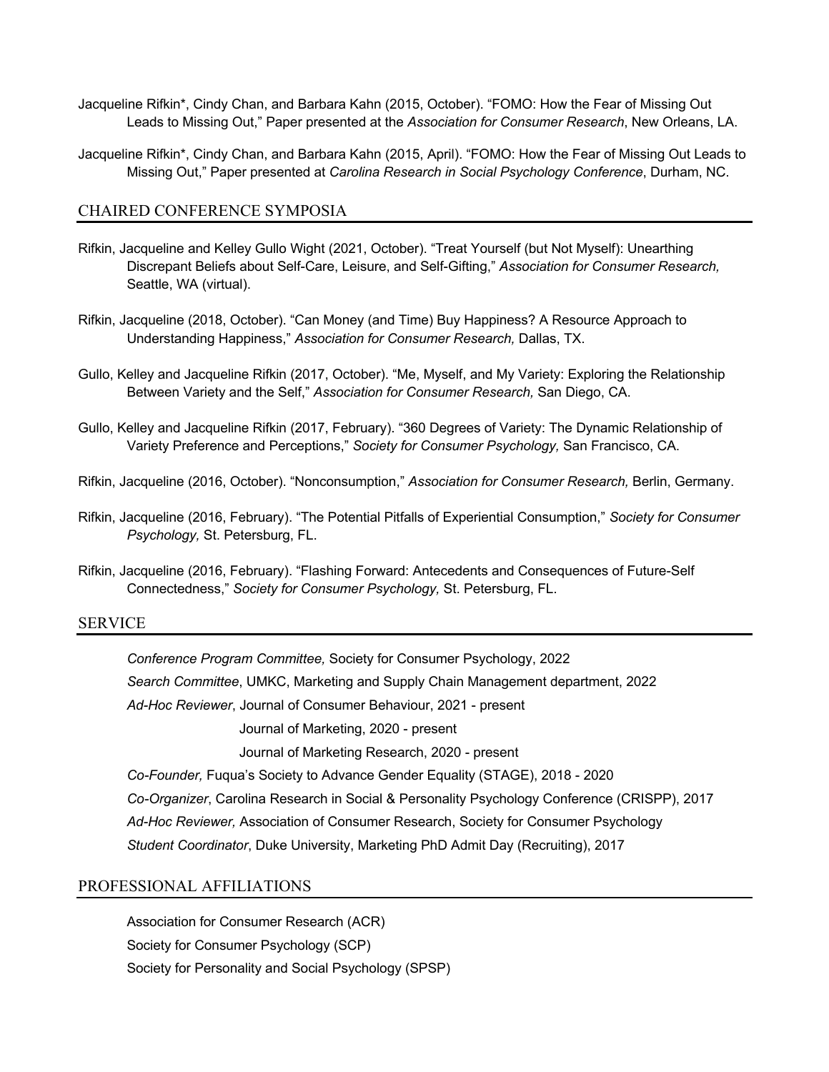Jacqueline Rifkin*, Cindy Chan, and Barbara Kahn (2015, October). "FOMO: How the Fear of Missing Out Leads to Missing Out," Paper presented at the *Association for Consumer Research*, New Orleans, LA.

Jacqueline Rifkin*, Cindy Chan, and Barbara Kahn (2015, April). "FOMO: How the Fear of Missing Out Leads to Missing Out," Paper presented at *Carolina Research in Social Psychology Conference*, Durham, NC.

## CHAIRED CONFERENCE SYMPOSIA

Rifkin, Jacqueline and Kelley Gullo Wight (2021, October). "Treat Yourself (but Not Myself): Unearthing Discrepant Beliefs about Self-Care, Leisure, and Self-Gifting," *Association for Consumer Research,* Seattle, WA (virtual).

Rifkin, Jacqueline (2018, October). "Can Money (and Time) Buy Happiness? A Resource Approach to Understanding Happiness," *Association for Consumer Research,* Dallas, TX.

Gullo, Kelley and Jacqueline Rifkin (2017, October). "Me, Myself, and My Variety: Exploring the Relationship Between Variety and the Self," *Association for Consumer Research,* San Diego, CA.

Gullo, Kelley and Jacqueline Rifkin (2017, February). "360 Degrees of Variety: The Dynamic Relationship of Variety Preference and Perceptions," *Society for Consumer Psychology,* San Francisco, CA.

Rifkin, Jacqueline (2016, October). "Nonconsumption," *Association for Consumer Research,* Berlin, Germany.

Rifkin, Jacqueline (2016, February). "The Potential Pitfalls of Experiential Consumption," *Society for Consumer Psychology,* St. Petersburg, FL.

Rifkin, Jacqueline (2016, February). "Flashing Forward: Antecedents and Consequences of Future-Self Connectedness," *Society for Consumer Psychology,* St. Petersburg, FL.

## SERVICE

*Conference Program Committee,* Society for Consumer Psychology, 2022

*Search Committee*, UMKC, Marketing and Supply Chain Management department, 2022

*Ad-Hoc Reviewer*, Journal of Consumer Behaviour, 2021 - present

Journal of Marketing, 2020 - present

Journal of Marketing Research, 2020 - present

*Co-Founder,* Fuqua's Society to Advance Gender Equality (STAGE), 2018 - 2020

*Co-Organizer*, Carolina Research in Social & Personality Psychology Conference (CRISPP), 2017

*Ad-Hoc Reviewer,* Association of Consumer Research, Society for Consumer Psychology

*Student Coordinator*, Duke University, Marketing PhD Admit Day (Recruiting), 2017

## PROFESSIONAL AFFILIATIONS

Association for Consumer Research (ACR)

Society for Consumer Psychology (SCP)

Society for Personality and Social Psychology (SPSP)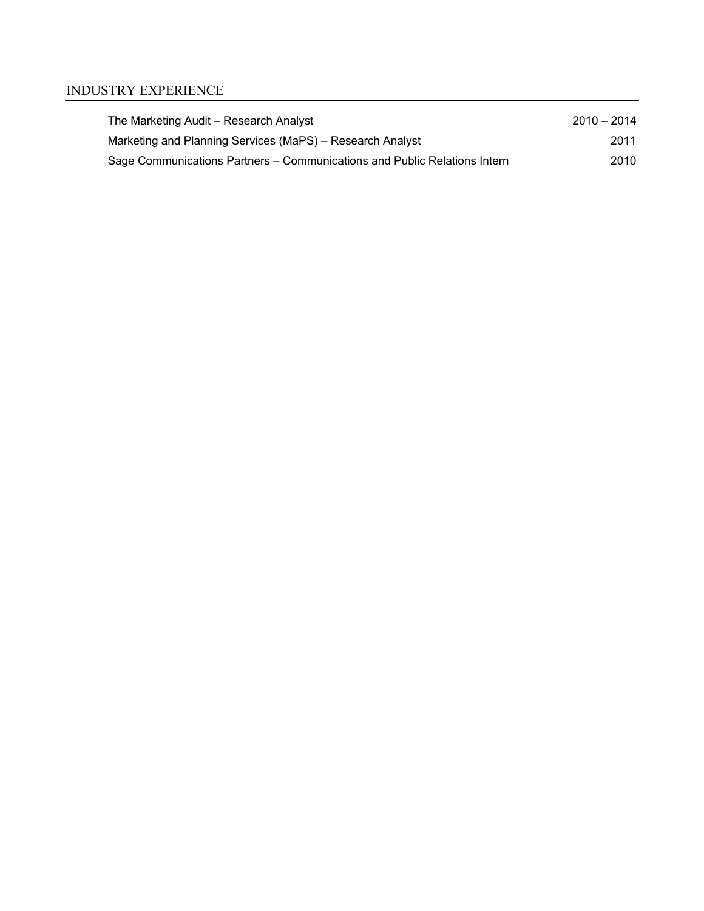## INDUSTRY EXPERIENCE

| | |
|---|---|
| The Marketing Audit – Research Analyst | 2010 – 2014 |
| Marketing and Planning Services (MaPS) – Research Analyst | 2011 |
| Sage Communications Partners – Communications and Public Relations Intern | 2010 |